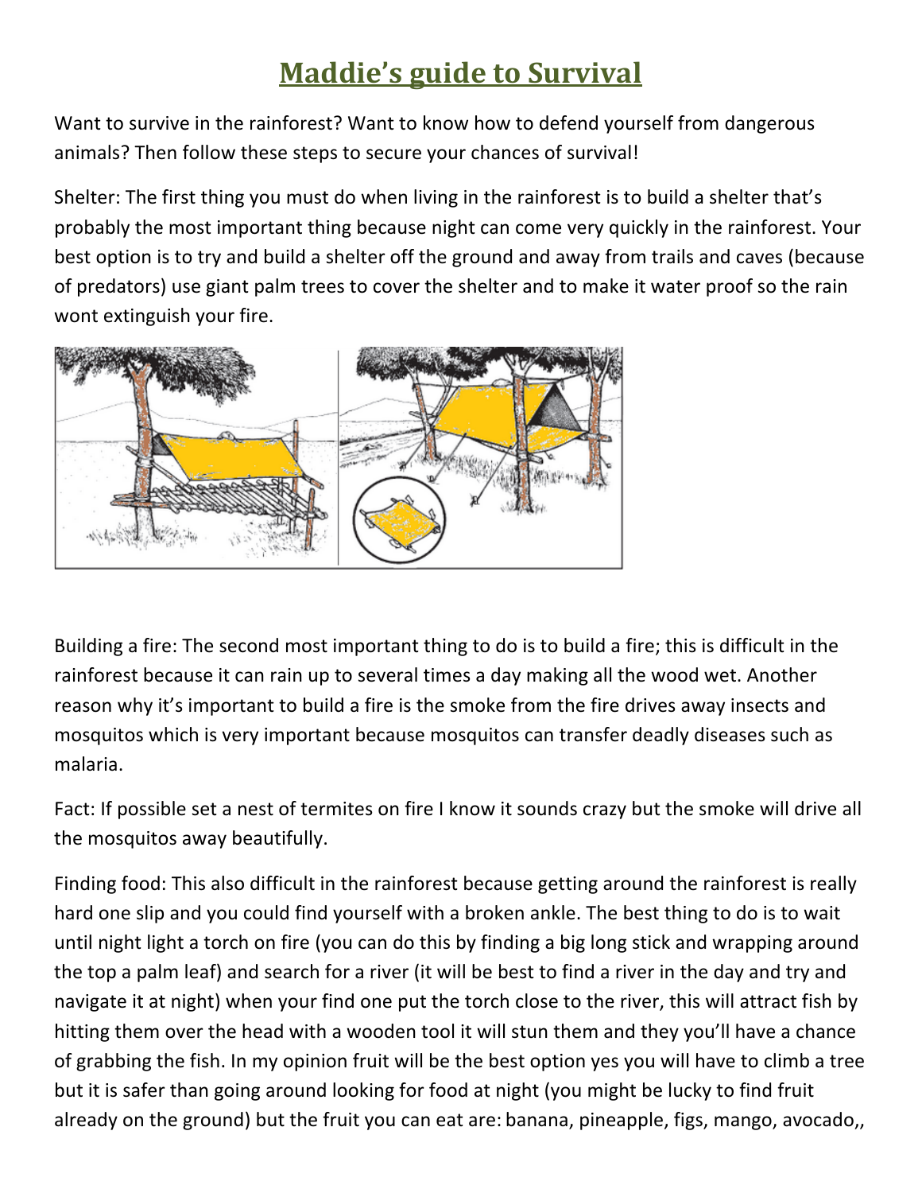# Maddie's guide to Survival

Want to survive in the rainforest? Want to know how to defend yourself from dangerous animals? Then follow these steps to secure your chances of survival!

Shelter: The first thing you must do when living in the rainforest is to build a shelter that's probably the most important thing because night can come very quickly in the rainforest. Your best option is to try and build a shelter off the ground and away from trails and caves (because of predators) use giant palm trees to cover the shelter and to make it water proof so the rain wont extinguish your fire.

Building a fire: The second most important thing to do is to build a fire; this is difficult in the rainforest because it can rain up to several times a day making all the wood wet. Another reason why it's important to build a fire is the smoke from the fire drives away insects and mosquitos which is very important because mosquitos can transfer deadly diseases such as malaria.

Fact: If possible set a nest of termites on fire I know it sounds crazy but the smoke will drive all the mosquitos away beautifully.

Finding food: This also difficult in the rainforest because getting around the rainforest is really hard one slip and you could find yourself with a broken ankle. The best thing to do is to wait until night light a torch on fire (you can do this by finding a big long stick and wrapping around the top a palm leaf) and search for a river (it will be best to find a river in the day and try and navigate it at night) when your find one put the torch close to the river, this will attract fish by hitting them over the head with a wooden tool it will stun them and they you'll have a chance of grabbing the fish. In my opinion fruit will be the best option yes you will have to climb a tree but it is safer than going around looking for food at night (you might be lucky to find fruit already on the ground) but the fruit you can eat are: banana, pineapple, figs, mango, avocado,,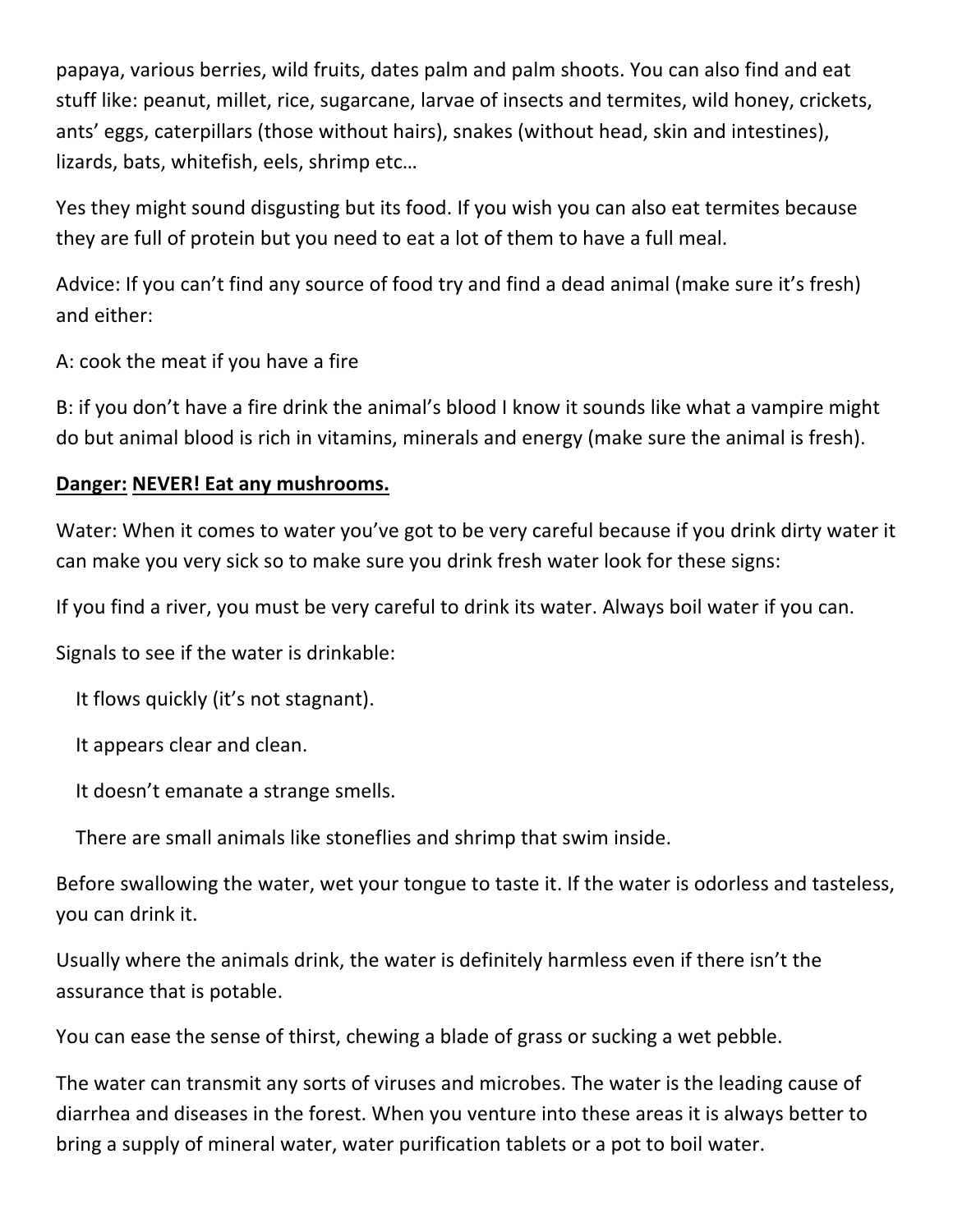papaya, various berries, wild fruits, dates palm and palm shoots. You can also find and eat stuff like: peanut, millet, rice, sugarcane, larvae of insects and termites, wild honey, crickets, ants' eggs, caterpillars (those without hairs), snakes (without head, skin and intestines), lizards, bats, whitefish, eels, shrimp etc…

Yes they might sound disgusting but its food. If you wish you can also eat termites because they are full of protein but you need to eat a lot of them to have a full meal.

Advice: If you can't find any source of food try and find a dead animal (make sure it's fresh) and either:

A: cook the meat if you have a fire

B: if you don't have a fire drink the animal's blood I know it sounds like what a vampire might do but animal blood is rich in vitamins, minerals and energy (make sure the animal is fresh).

**<u>Danger:</u> <u>NEVER! Eat any mushrooms.</u>**

Water: When it comes to water you've got to be very careful because if you drink dirty water it can make you very sick so to make sure you drink fresh water look for these signs:

If you find a river, you must be very careful to drink its water. Always boil water if you can.

Signals to see if the water is drinkable:

- It flows quickly (it's not stagnant).
- It appears clear and clean.
- It doesn't emanate a strange smells.
- There are small animals like stoneflies and shrimp that swim inside.

Before swallowing the water, wet your tongue to taste it. If the water is odorless and tasteless, you can drink it.

Usually where the animals drink, the water is definitely harmless even if there isn't the assurance that is potable.

You can ease the sense of thirst, chewing a blade of grass or sucking a wet pebble.

The water can transmit any sorts of viruses and microbes. The water is the leading cause of diarrhea and diseases in the forest. When you venture into these areas it is always better to bring a supply of mineral water, water purification tablets or a pot to boil water.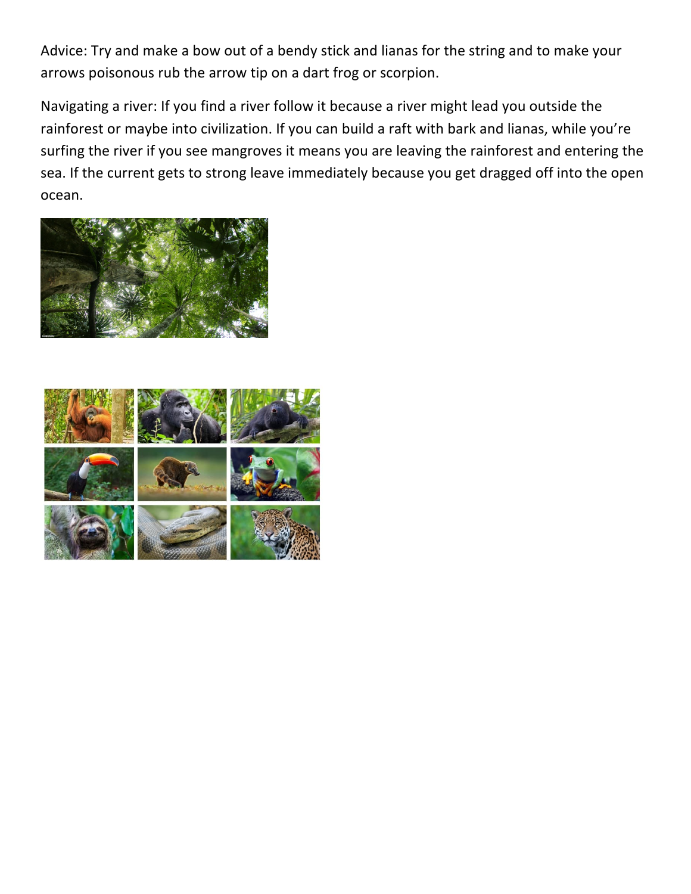Advice: Try and make a bow out of a bendy stick and lianas for the string and to make your arrows poisonous rub the arrow tip on a dart frog or scorpion.

Navigating a river: If you find a river follow it because a river might lead you outside the rainforest or maybe into civilization. If you can build a raft with bark and lianas, while you're surfing the river if you see mangroves it means you are leaving the rainforest and entering the sea. If the current gets to strong leave immediately because you get dragged off into the open ocean.